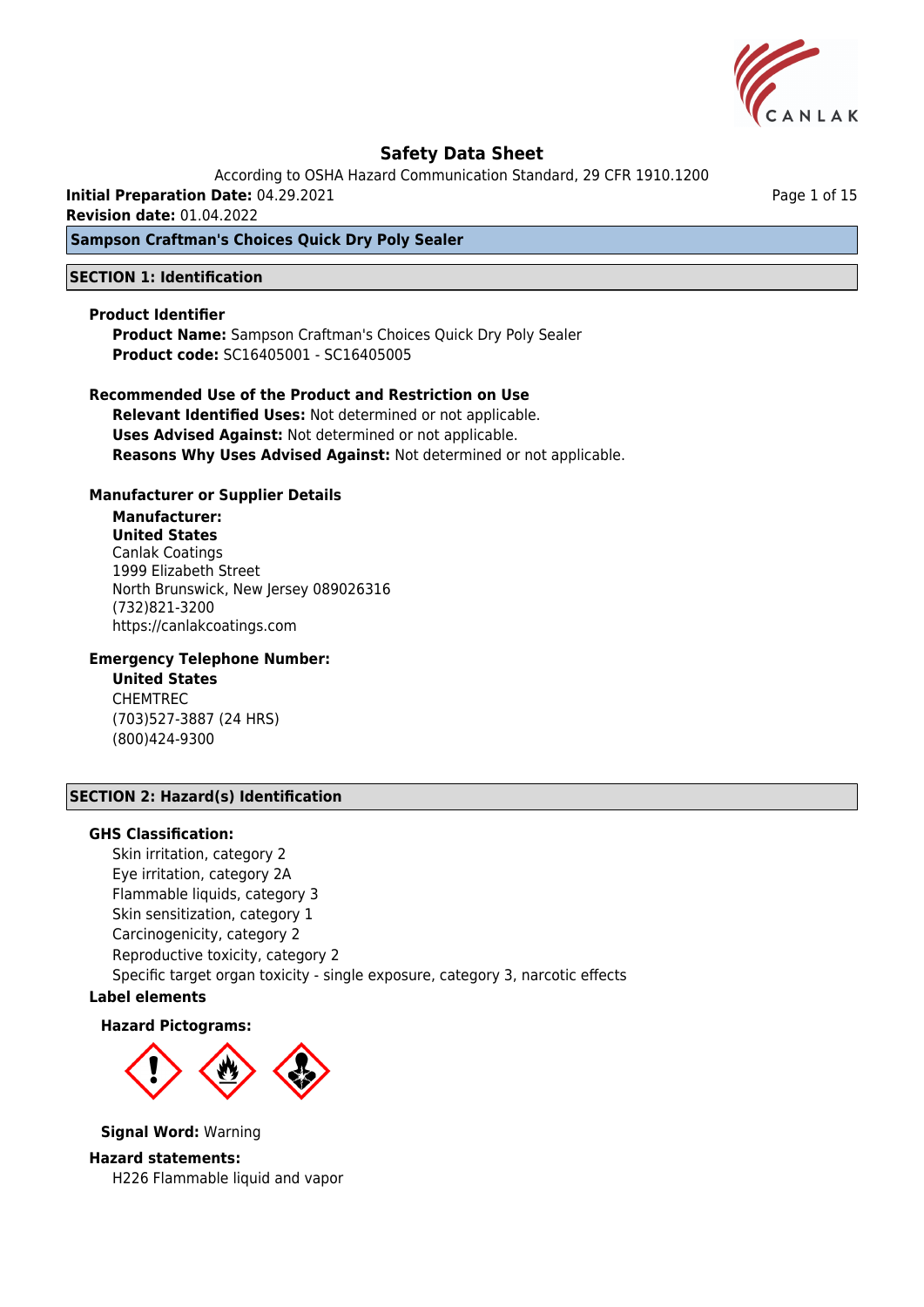# Safety Data Sheet

According to OSHA Hazard Communication Standard, 29 CFR 1910.1200

**Initial Preparation Date:** 04.29.2021

**Revision date:** 01.04.2022

**Sampson Craftman's Choices Quick Dry Poly Sealer**

## SECTION 1: Identification

### Product Identifier

**Product Name:** Sampson Craftman's Choices Quick Dry Poly Sealer
**Product code:** SC16405001 - SC16405005

### Recommended Use of the Product and Restriction on Use

**Relevant Identified Uses:** Not determined or not applicable.
**Uses Advised Against:** Not determined or not applicable.
**Reasons Why Uses Advised Against:** Not determined or not applicable.

### Manufacturer or Supplier Details

**Manufacturer:**
**United States**
Canlak Coatings
1999 Elizabeth Street
North Brunswick, New Jersey 089026316
(732)821-3200
https://canlakcoatings.com

### Emergency Telephone Number:

**United States**
CHEMTREC
(703)527-3887 (24 HRS)
(800)424-9300

## SECTION 2: Hazard(s) Identification

### GHS Classification:

Skin irritation, category 2
Eye irritation, category 2A
Flammable liquids, category 3
Skin sensitization, category 1
Carcinogenicity, category 2
Reproductive toxicity, category 2
Specific target organ toxicity - single exposure, category 3, narcotic effects

### Label elements

**Hazard Pictograms:**

**Signal Word:** Warning

### Hazard statements:

H226 Flammable liquid and vapor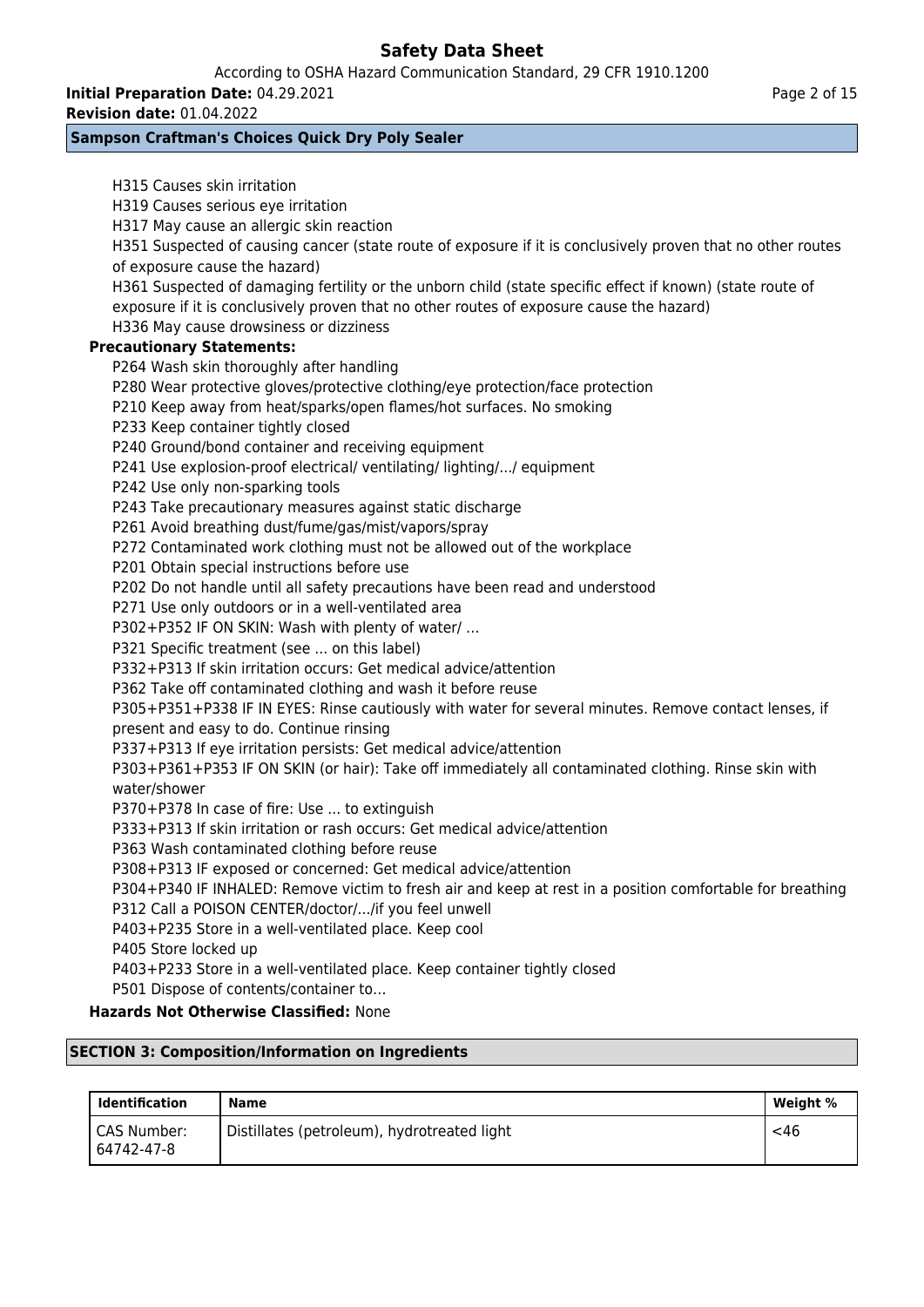H315 Causes skin irritation
H319 Causes serious eye irritation
H317 May cause an allergic skin reaction
H351 Suspected of causing cancer (state route of exposure if it is conclusively proven that no other routes of exposure cause the hazard)
H361 Suspected of damaging fertility or the unborn child (state specific effect if known) (state route of exposure if it is conclusively proven that no other routes of exposure cause the hazard)
H336 May cause drowsiness or dizziness

**Precautionary Statements:**

P264 Wash skin thoroughly after handling
P280 Wear protective gloves/protective clothing/eye protection/face protection
P210 Keep away from heat/sparks/open flames/hot surfaces. No smoking
P233 Keep container tightly closed
P240 Ground/bond container and receiving equipment
P241 Use explosion-proof electrical/ ventilating/ lighting/.../ equipment
P242 Use only non-sparking tools
P243 Take precautionary measures against static discharge
P261 Avoid breathing dust/fume/gas/mist/vapors/spray
P272 Contaminated work clothing must not be allowed out of the workplace
P201 Obtain special instructions before use
P202 Do not handle until all safety precautions have been read and understood
P271 Use only outdoors or in a well-ventilated area
P302+P352 IF ON SKIN: Wash with plenty of water/ ...
P321 Specific treatment (see ... on this label)
P332+P313 If skin irritation occurs: Get medical advice/attention
P362 Take off contaminated clothing and wash it before reuse
P305+P351+P338 IF IN EYES: Rinse cautiously with water for several minutes. Remove contact lenses, if present and easy to do. Continue rinsing
P337+P313 If eye irritation persists: Get medical advice/attention
P303+P361+P353 IF ON SKIN (or hair): Take off immediately all contaminated clothing. Rinse skin with water/shower
P370+P378 In case of fire: Use ... to extinguish
P333+P313 If skin irritation or rash occurs: Get medical advice/attention
P363 Wash contaminated clothing before reuse
P308+P313 IF exposed or concerned: Get medical advice/attention
P304+P340 IF INHALED: Remove victim to fresh air and keep at rest in a position comfortable for breathing
P312 Call a POISON CENTER/doctor/.../if you feel unwell
P403+P235 Store in a well-ventilated place. Keep cool
P405 Store locked up
P403+P233 Store in a well-ventilated place. Keep container tightly closed
P501 Dispose of contents/container to...

**Hazards Not Otherwise Classified:** None

## SECTION 3: Composition/Information on Ingredients

| Identification | Name | Weight % |
|---|---|---|
| CAS Number: 64742-47-8 | Distillates (petroleum), hydrotreated light | <46 |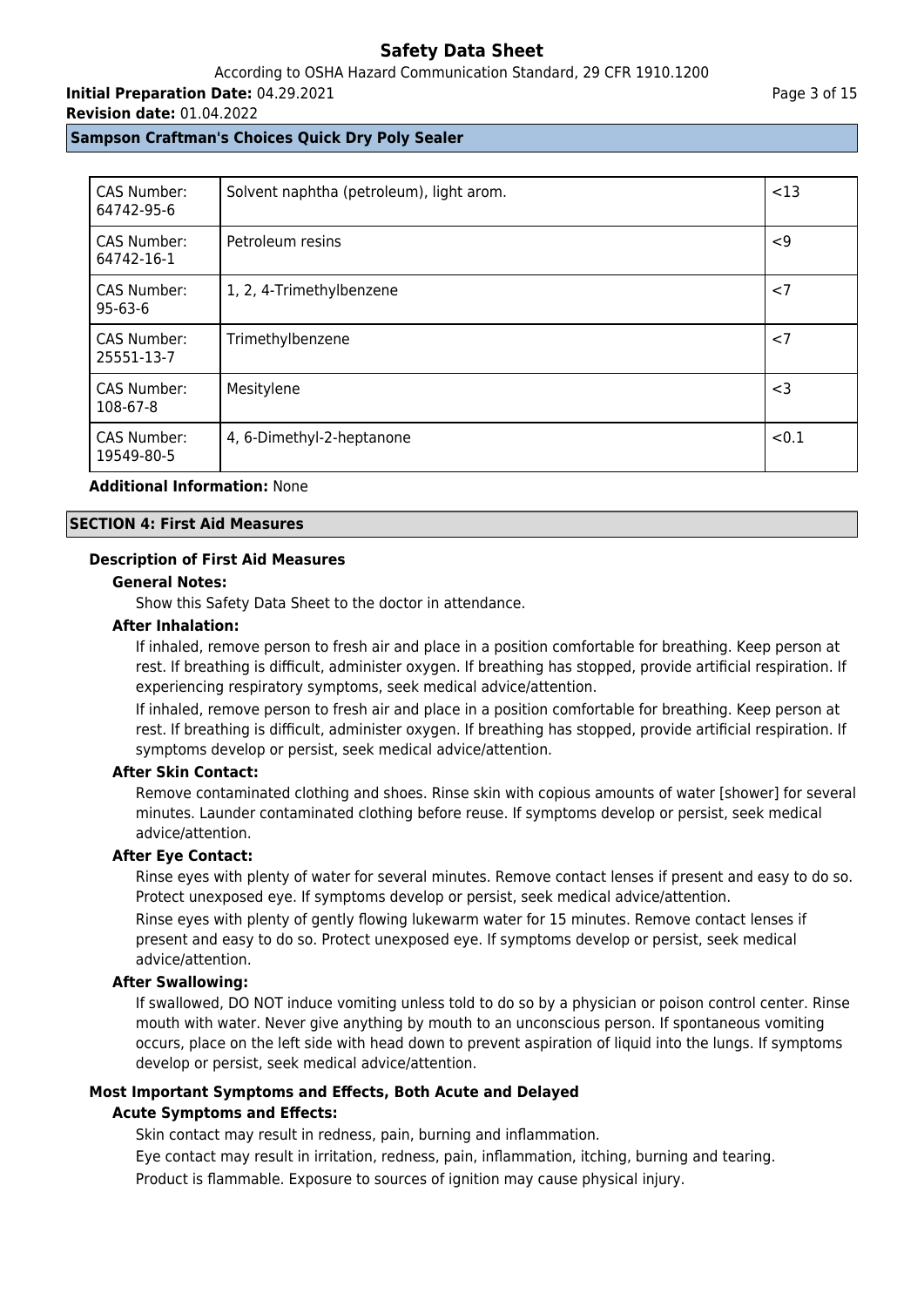| CAS Number: 64742-95-6 | Solvent naphtha (petroleum), light arom. | <13 |
| --- | --- | --- |
| CAS Number: 64742-16-1 | Petroleum resins | <9 |
| CAS Number: 95-63-6 | 1, 2, 4-Trimethylbenzene | <7 |
| CAS Number: 25551-13-7 | Trimethylbenzene | <7 |
| CAS Number: 108-67-8 | Mesitylene | <3 |
| CAS Number: 19549-80-5 | 4, 6-Dimethyl-2-heptanone | <0.1 |

**Additional Information:** None

## SECTION 4: First Aid Measures

### Description of First Aid Measures

**General Notes:**

Show this Safety Data Sheet to the doctor in attendance.

**After Inhalation:**

If inhaled, remove person to fresh air and place in a position comfortable for breathing. Keep person at rest. If breathing is difficult, administer oxygen. If breathing has stopped, provide artificial respiration. If experiencing respiratory symptoms, seek medical advice/attention.

If inhaled, remove person to fresh air and place in a position comfortable for breathing. Keep person at rest. If breathing is difficult, administer oxygen. If breathing has stopped, provide artificial respiration. If symptoms develop or persist, seek medical advice/attention.

**After Skin Contact:**

Remove contaminated clothing and shoes. Rinse skin with copious amounts of water [shower] for several minutes. Launder contaminated clothing before reuse. If symptoms develop or persist, seek medical advice/attention.

**After Eye Contact:**

Rinse eyes with plenty of water for several minutes. Remove contact lenses if present and easy to do so. Protect unexposed eye. If symptoms develop or persist, seek medical advice/attention.

Rinse eyes with plenty of gently flowing lukewarm water for 15 minutes. Remove contact lenses if present and easy to do so. Protect unexposed eye. If symptoms develop or persist, seek medical advice/attention.

**After Swallowing:**

If swallowed, DO NOT induce vomiting unless told to do so by a physician or poison control center. Rinse mouth with water. Never give anything by mouth to an unconscious person. If spontaneous vomiting occurs, place on the left side with head down to prevent aspiration of liquid into the lungs. If symptoms develop or persist, seek medical advice/attention.

### Most Important Symptoms and Effects, Both Acute and Delayed

**Acute Symptoms and Effects:**

Skin contact may result in redness, pain, burning and inflammation.

Eye contact may result in irritation, redness, pain, inflammation, itching, burning and tearing.

Product is flammable. Exposure to sources of ignition may cause physical injury.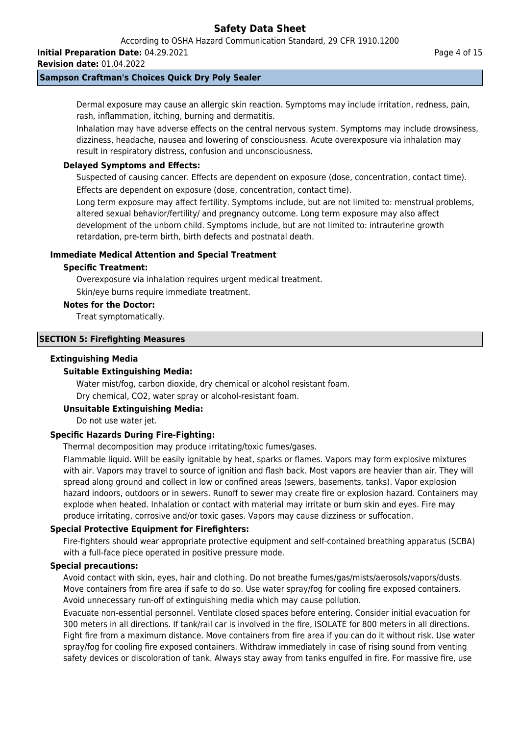Dermal exposure may cause an allergic skin reaction. Symptoms may include irritation, redness, pain, rash, inflammation, itching, burning and dermatitis.

Inhalation may have adverse effects on the central nervous system. Symptoms may include drowsiness, dizziness, headache, nausea and lowering of consciousness. Acute overexposure via inhalation may result in respiratory distress, confusion and unconsciousness.

**Delayed Symptoms and Effects:**

Suspected of causing cancer. Effects are dependent on exposure (dose, concentration, contact time).

Effects are dependent on exposure (dose, concentration, contact time).

Long term exposure may affect fertility. Symptoms include, but are not limited to: menstrual problems, altered sexual behavior/fertility/ and pregnancy outcome. Long term exposure may also affect development of the unborn child. Symptoms include, but are not limited to: intrauterine growth retardation, pre-term birth, birth defects and postnatal death.

### Immediate Medical Attention and Special Treatment

**Specific Treatment:**

Overexposure via inhalation requires urgent medical treatment.

Skin/eye burns require immediate treatment.

**Notes for the Doctor:**

Treat symptomatically.

## SECTION 5: Firefighting Measures

### Extinguishing Media

**Suitable Extinguishing Media:**

Water mist/fog, carbon dioxide, dry chemical or alcohol resistant foam.

Dry chemical, CO2, water spray or alcohol-resistant foam.

**Unsuitable Extinguishing Media:**

Do not use water jet.

### Specific Hazards During Fire-Fighting:

Thermal decomposition may produce irritating/toxic fumes/gases.

Flammable liquid. Will be easily ignitable by heat, sparks or flames. Vapors may form explosive mixtures with air. Vapors may travel to source of ignition and flash back. Most vapors are heavier than air. They will spread along ground and collect in low or confined areas (sewers, basements, tanks). Vapor explosion hazard indoors, outdoors or in sewers. Runoff to sewer may create fire or explosion hazard. Containers may explode when heated. Inhalation or contact with material may irritate or burn skin and eyes. Fire may produce irritating, corrosive and/or toxic gases. Vapors may cause dizziness or suffocation.

### Special Protective Equipment for Firefighters:

Fire-fighters should wear appropriate protective equipment and self-contained breathing apparatus (SCBA) with a full-face piece operated in positive pressure mode.

### Special precautions:

Avoid contact with skin, eyes, hair and clothing. Do not breathe fumes/gas/mists/aerosols/vapors/dusts. Move containers from fire area if safe to do so. Use water spray/fog for cooling fire exposed containers. Avoid unnecessary run-off of extinguishing media which may cause pollution.

Evacuate non-essential personnel. Ventilate closed spaces before entering. Consider initial evacuation for 300 meters in all directions. If tank/rail car is involved in the fire, ISOLATE for 800 meters in all directions. Fight fire from a maximum distance. Move containers from fire area if you can do it without risk. Use water spray/fog for cooling fire exposed containers. Withdraw immediately in case of rising sound from venting safety devices or discoloration of tank. Always stay away from tanks engulfed in fire. For massive fire, use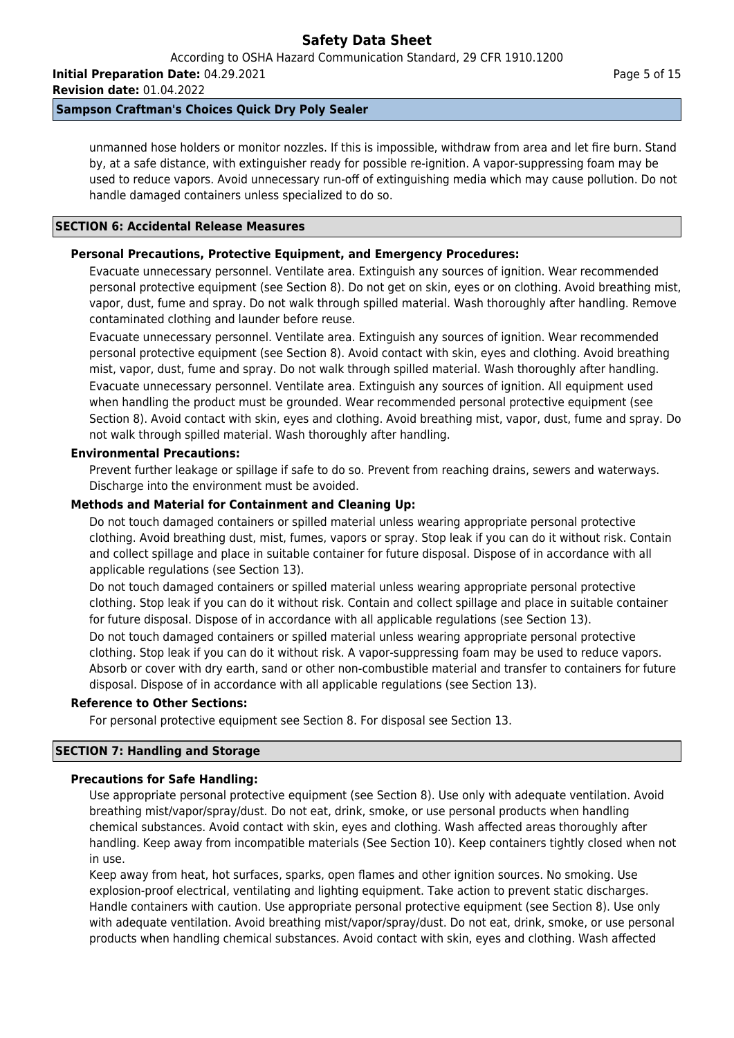unmanned hose holders or monitor nozzles. If this is impossible, withdraw from area and let fire burn. Stand by, at a safe distance, with extinguisher ready for possible re-ignition. A vapor-suppressing foam may be used to reduce vapors. Avoid unnecessary run-off of extinguishing media which may cause pollution. Do not handle damaged containers unless specialized to do so.

## SECTION 6: Accidental Release Measures

### Personal Precautions, Protective Equipment, and Emergency Procedures:

Evacuate unnecessary personnel. Ventilate area. Extinguish any sources of ignition. Wear recommended personal protective equipment (see Section 8). Do not get on skin, eyes or on clothing. Avoid breathing mist, vapor, dust, fume and spray. Do not walk through spilled material. Wash thoroughly after handling. Remove contaminated clothing and launder before reuse.

Evacuate unnecessary personnel. Ventilate area. Extinguish any sources of ignition. Wear recommended personal protective equipment (see Section 8). Avoid contact with skin, eyes and clothing. Avoid breathing mist, vapor, dust, fume and spray. Do not walk through spilled material. Wash thoroughly after handling.

Evacuate unnecessary personnel. Ventilate area. Extinguish any sources of ignition. All equipment used when handling the product must be grounded. Wear recommended personal protective equipment (see Section 8). Avoid contact with skin, eyes and clothing. Avoid breathing mist, vapor, dust, fume and spray. Do not walk through spilled material. Wash thoroughly after handling.

### Environmental Precautions:

Prevent further leakage or spillage if safe to do so. Prevent from reaching drains, sewers and waterways. Discharge into the environment must be avoided.

### Methods and Material for Containment and Cleaning Up:

Do not touch damaged containers or spilled material unless wearing appropriate personal protective clothing. Avoid breathing dust, mist, fumes, vapors or spray. Stop leak if you can do it without risk. Contain and collect spillage and place in suitable container for future disposal. Dispose of in accordance with all applicable regulations (see Section 13).

Do not touch damaged containers or spilled material unless wearing appropriate personal protective clothing. Stop leak if you can do it without risk. Contain and collect spillage and place in suitable container for future disposal. Dispose of in accordance with all applicable regulations (see Section 13).

Do not touch damaged containers or spilled material unless wearing appropriate personal protective clothing. Stop leak if you can do it without risk. A vapor-suppressing foam may be used to reduce vapors. Absorb or cover with dry earth, sand or other non-combustible material and transfer to containers for future disposal. Dispose of in accordance with all applicable regulations (see Section 13).

### Reference to Other Sections:

For personal protective equipment see Section 8. For disposal see Section 13.

## SECTION 7: Handling and Storage

### Precautions for Safe Handling:

Use appropriate personal protective equipment (see Section 8). Use only with adequate ventilation. Avoid breathing mist/vapor/spray/dust. Do not eat, drink, smoke, or use personal products when handling chemical substances. Avoid contact with skin, eyes and clothing. Wash affected areas thoroughly after handling. Keep away from incompatible materials (See Section 10). Keep containers tightly closed when not in use.

Keep away from heat, hot surfaces, sparks, open flames and other ignition sources. No smoking. Use explosion-proof electrical, ventilating and lighting equipment. Take action to prevent static discharges. Handle containers with caution. Use appropriate personal protective equipment (see Section 8). Use only with adequate ventilation. Avoid breathing mist/vapor/spray/dust. Do not eat, drink, smoke, or use personal products when handling chemical substances. Avoid contact with skin, eyes and clothing. Wash affected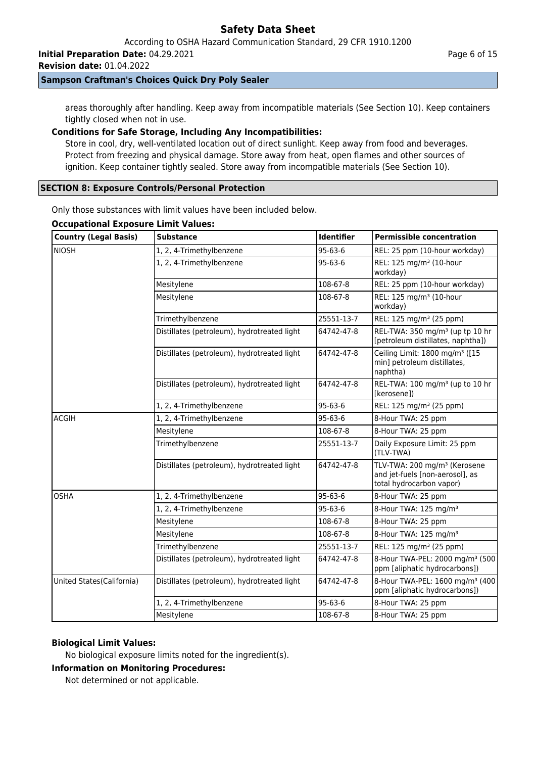areas thoroughly after handling. Keep away from incompatible materials (See Section 10). Keep containers tightly closed when not in use.

**Conditions for Safe Storage, Including Any Incompatibilities:**

Store in cool, dry, well-ventilated location out of direct sunlight. Keep away from food and beverages. Protect from freezing and physical damage. Store away from heat, open flames and other sources of ignition. Keep container tightly sealed. Store away from incompatible materials (See Section 10).

## SECTION 8: Exposure Controls/Personal Protection

Only those substances with limit values have been included below.

**Occupational Exposure Limit Values:**

| Country (Legal Basis) | Substance | Identifier | Permissible concentration |
|---|---|---|---|
| NIOSH | 1, 2, 4-Trimethylbenzene | 95-63-6 | REL: 25 ppm (10-hour workday) |
| | 1, 2, 4-Trimethylbenzene | 95-63-6 | REL: 125 mg/m³ (10-hour workday) |
| | Mesitylene | 108-67-8 | REL: 25 ppm (10-hour workday) |
| | Mesitylene | 108-67-8 | REL: 125 mg/m³ (10-hour workday) |
| | Trimethylbenzene | 25551-13-7 | REL: 125 mg/m³ (25 ppm) |
| | Distillates (petroleum), hydrotreated light | 64742-47-8 | REL-TWA: 350 mg/m³ (up tp 10 hr [petroleum distillates, naphtha]) |
| | Distillates (petroleum), hydrotreated light | 64742-47-8 | Ceiling Limit: 1800 mg/m³ ([15 min] petroleum distillates, naphtha) |
| | Distillates (petroleum), hydrotreated light | 64742-47-8 | REL-TWA: 100 mg/m³ (up to 10 hr [kerosene]) |
| | 1, 2, 4-Trimethylbenzene | 95-63-6 | REL: 125 mg/m³ (25 ppm) |
| ACGIH | 1, 2, 4-Trimethylbenzene | 95-63-6 | 8-Hour TWA: 25 ppm |
| | Mesitylene | 108-67-8 | 8-Hour TWA: 25 ppm |
| | Trimethylbenzene | 25551-13-7 | Daily Exposure Limit: 25 ppm (TLV-TWA) |
| | Distillates (petroleum), hydrotreated light | 64742-47-8 | TLV-TWA: 200 mg/m³ (Kerosene and jet-fuels [non-aerosol], as total hydrocarbon vapor) |
| OSHA | 1, 2, 4-Trimethylbenzene | 95-63-6 | 8-Hour TWA: 25 ppm |
| | 1, 2, 4-Trimethylbenzene | 95-63-6 | 8-Hour TWA: 125 mg/m³ |
| | Mesitylene | 108-67-8 | 8-Hour TWA: 25 ppm |
| | Mesitylene | 108-67-8 | 8-Hour TWA: 125 mg/m³ |
| | Trimethylbenzene | 25551-13-7 | REL: 125 mg/m³ (25 ppm) |
| | Distillates (petroleum), hydrotreated light | 64742-47-8 | 8-Hour TWA-PEL: 2000 mg/m³ (500 ppm [aliphatic hydrocarbons]) |
| United States(California) | Distillates (petroleum), hydrotreated light | 64742-47-8 | 8-Hour TWA-PEL: 1600 mg/m³ (400 ppm [aliphatic hydrocarbons]) |
| | 1, 2, 4-Trimethylbenzene | 95-63-6 | 8-Hour TWA: 25 ppm |
| | Mesitylene | 108-67-8 | 8-Hour TWA: 25 ppm |

**Biological Limit Values:**

No biological exposure limits noted for the ingredient(s).

**Information on Monitoring Procedures:**

Not determined or not applicable.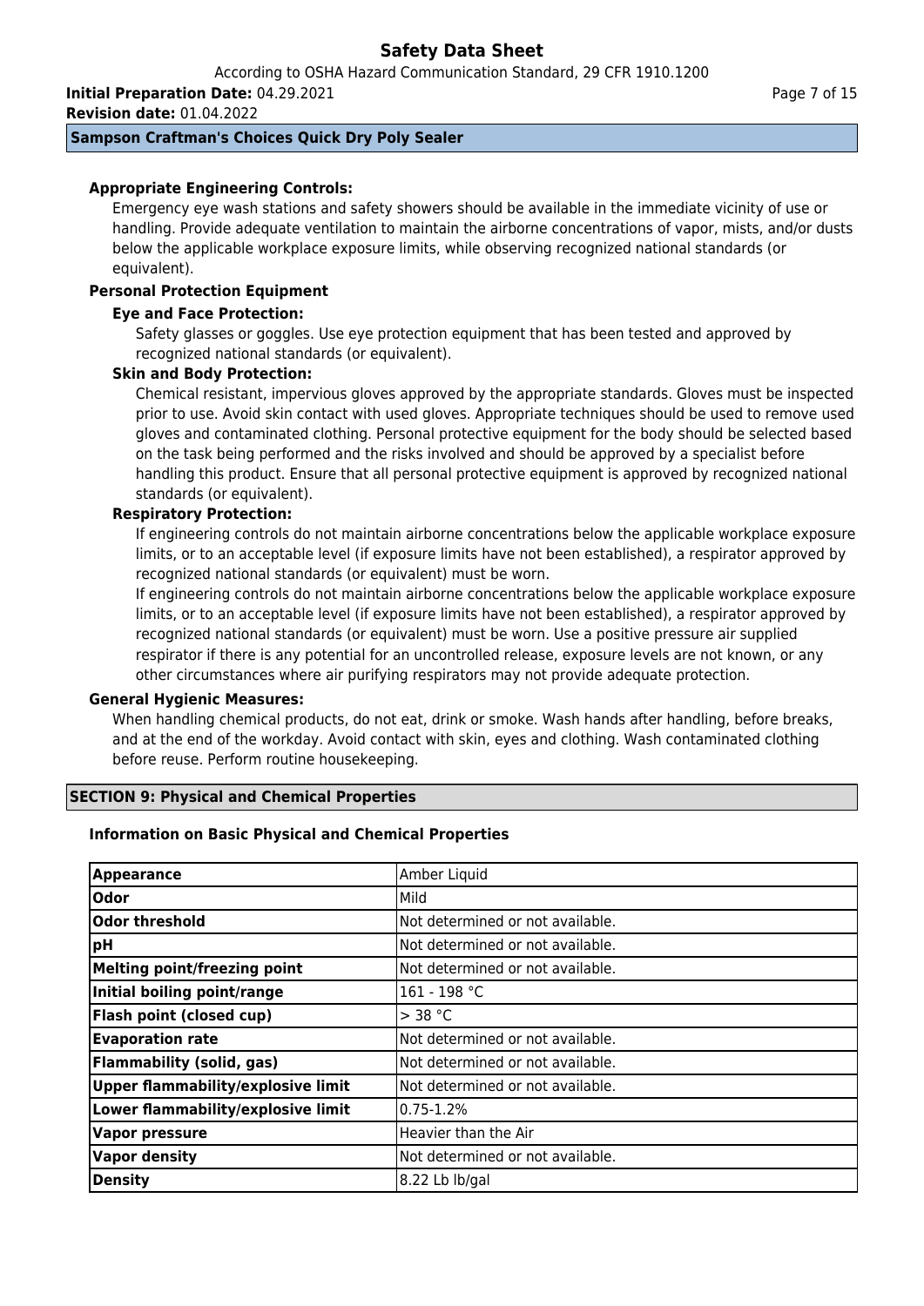**Sampson Craftman's Choices Quick Dry Poly Sealer**

**Appropriate Engineering Controls:**

Emergency eye wash stations and safety showers should be available in the immediate vicinity of use or handling. Provide adequate ventilation to maintain the airborne concentrations of vapor, mists, and/or dusts below the applicable workplace exposure limits, while observing recognized national standards (or equivalent).

**Personal Protection Equipment**

**Eye and Face Protection:**

Safety glasses or goggles. Use eye protection equipment that has been tested and approved by recognized national standards (or equivalent).

**Skin and Body Protection:**

Chemical resistant, impervious gloves approved by the appropriate standards. Gloves must be inspected prior to use. Avoid skin contact with used gloves. Appropriate techniques should be used to remove used gloves and contaminated clothing. Personal protective equipment for the body should be selected based on the task being performed and the risks involved and should be approved by a specialist before handling this product. Ensure that all personal protective equipment is approved by recognized national standards (or equivalent).

**Respiratory Protection:**

If engineering controls do not maintain airborne concentrations below the applicable workplace exposure limits, or to an acceptable level (if exposure limits have not been established), a respirator approved by recognized national standards (or equivalent) must be worn.

If engineering controls do not maintain airborne concentrations below the applicable workplace exposure limits, or to an acceptable level (if exposure limits have not been established), a respirator approved by recognized national standards (or equivalent) must be worn. Use a positive pressure air supplied respirator if there is any potential for an uncontrolled release, exposure levels are not known, or any other circumstances where air purifying respirators may not provide adequate protection.

**General Hygienic Measures:**

When handling chemical products, do not eat, drink or smoke. Wash hands after handling, before breaks, and at the end of the workday. Avoid contact with skin, eyes and clothing. Wash contaminated clothing before reuse. Perform routine housekeeping.

## SECTION 9: Physical and Chemical Properties

**Information on Basic Physical and Chemical Properties**

| Property | Value |
|---|---|
| **Appearance** | Amber Liquid |
| **Odor** | Mild |
| **Odor threshold** | Not determined or not available. |
| **pH** | Not determined or not available. |
| **Melting point/freezing point** | Not determined or not available. |
| **Initial boiling point/range** | 161 - 198 °C |
| **Flash point (closed cup)** | > 38 °C |
| **Evaporation rate** | Not determined or not available. |
| **Flammability (solid, gas)** | Not determined or not available. |
| **Upper flammability/explosive limit** | Not determined or not available. |
| **Lower flammability/explosive limit** | 0.75-1.2% |
| **Vapor pressure** | Heavier than the Air |
| **Vapor density** | Not determined or not available. |
| **Density** | 8.22 Lb lb/gal |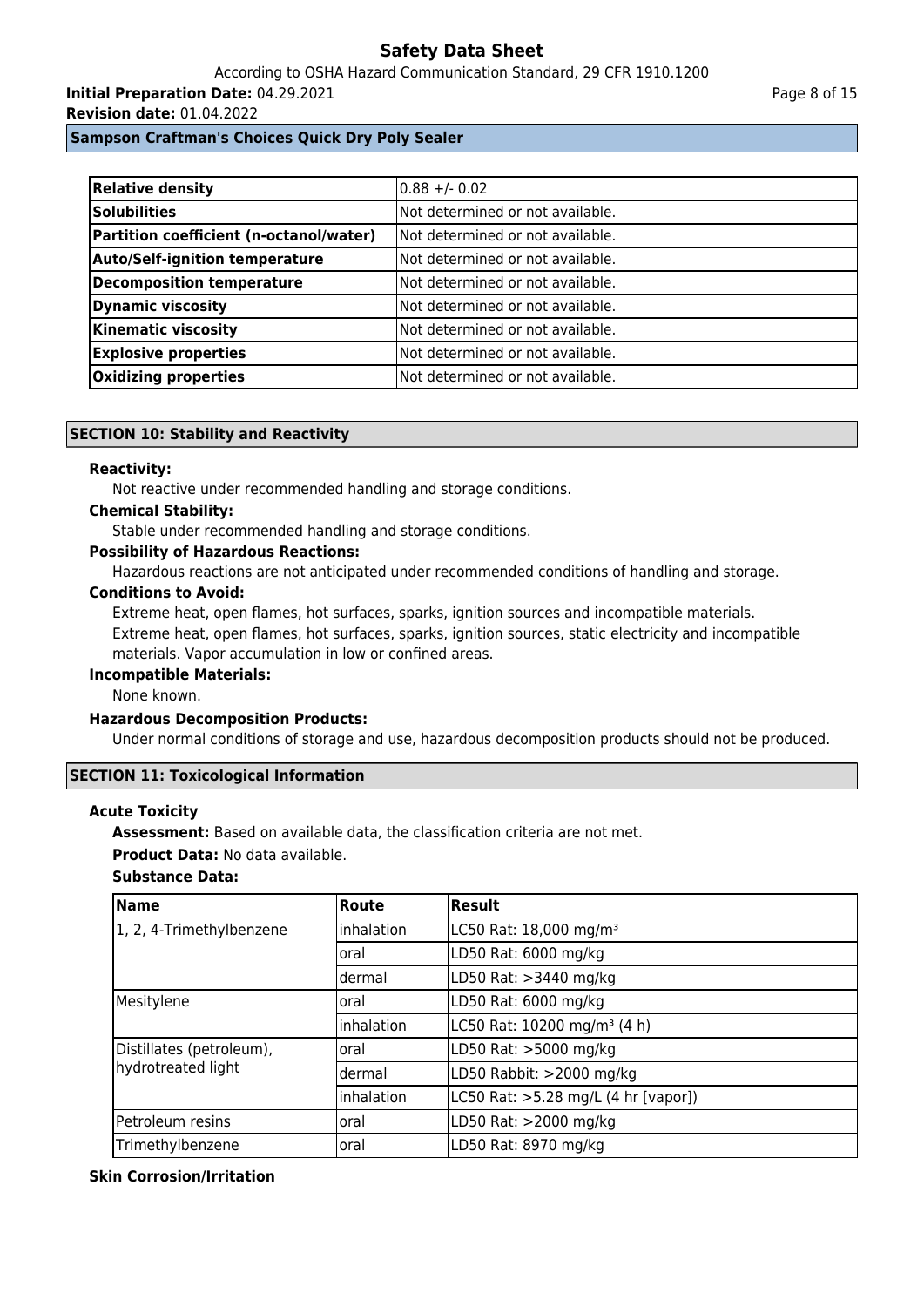| Relative density | 0.88 +/- 0.02 |
|---|---|
| Solubilities | Not determined or not available. |
| Partition coefficient (n-octanol/water) | Not determined or not available. |
| Auto/Self-ignition temperature | Not determined or not available. |
| Decomposition temperature | Not determined or not available. |
| Dynamic viscosity | Not determined or not available. |
| Kinematic viscosity | Not determined or not available. |
| Explosive properties | Not determined or not available. |
| Oxidizing properties | Not determined or not available. |

## SECTION 10: Stability and Reactivity

**Reactivity:**

Not reactive under recommended handling and storage conditions.

**Chemical Stability:**

Stable under recommended handling and storage conditions.

**Possibility of Hazardous Reactions:**

Hazardous reactions are not anticipated under recommended conditions of handling and storage.

**Conditions to Avoid:**

Extreme heat, open flames, hot surfaces, sparks, ignition sources and incompatible materials.
Extreme heat, open flames, hot surfaces, sparks, ignition sources, static electricity and incompatible materials. Vapor accumulation in low or confined areas.

**Incompatible Materials:**

None known.

**Hazardous Decomposition Products:**

Under normal conditions of storage and use, hazardous decomposition products should not be produced.

## SECTION 11: Toxicological Information

**Acute Toxicity**

**Assessment:** Based on available data, the classification criteria are not met.

**Product Data:** No data available.

**Substance Data:**

| Name | Route | Result |
|---|---|---|
| 1, 2, 4-Trimethylbenzene | inhalation | LC50 Rat: 18,000 mg/m³ |
| | oral | LD50 Rat: 6000 mg/kg |
| | dermal | LD50 Rat: >3440 mg/kg |
| Mesitylene | oral | LD50 Rat: 6000 mg/kg |
| | inhalation | LC50 Rat: 10200 mg/m³ (4 h) |
| Distillates (petroleum), hydrotreated light | oral | LD50 Rat: >5000 mg/kg |
| | dermal | LD50 Rabbit: >2000 mg/kg |
| | inhalation | LC50 Rat: >5.28 mg/L (4 hr [vapor]) |
| Petroleum resins | oral | LD50 Rat: >2000 mg/kg |
| Trimethylbenzene | oral | LD50 Rat: 8970 mg/kg |

**Skin Corrosion/Irritation**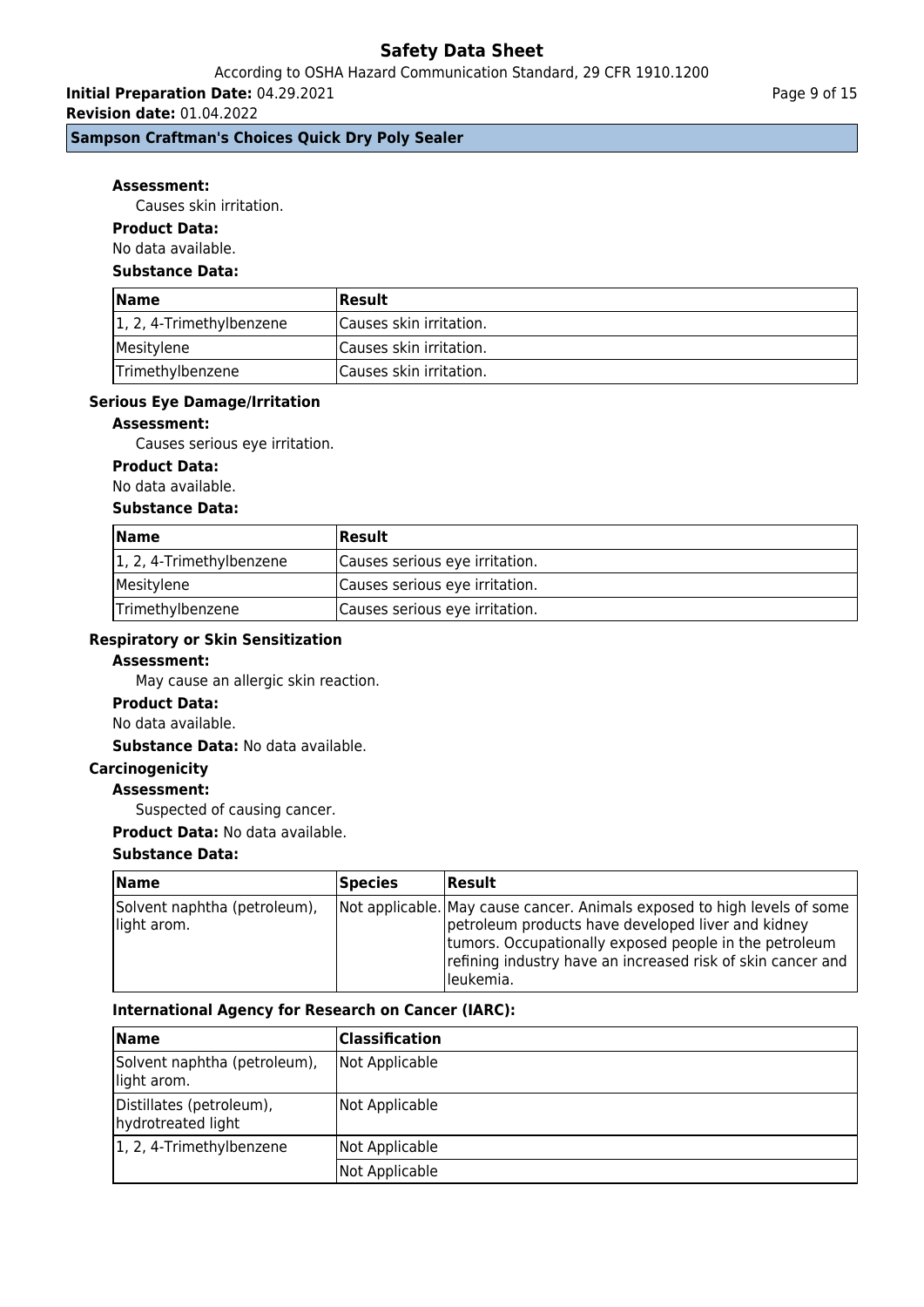**Assessment:**

Causes skin irritation.

**Product Data:**

No data available.

**Substance Data:**

| Name | Result |
|---|---|
| 1, 2, 4-Trimethylbenzene | Causes skin irritation. |
| Mesitylene | Causes skin irritation. |
| Trimethylbenzene | Causes skin irritation. |

**Serious Eye Damage/Irritation**

**Assessment:**

Causes serious eye irritation.

**Product Data:**

No data available.

**Substance Data:**

| Name | Result |
|---|---|
| 1, 2, 4-Trimethylbenzene | Causes serious eye irritation. |
| Mesitylene | Causes serious eye irritation. |
| Trimethylbenzene | Causes serious eye irritation. |

**Respiratory or Skin Sensitization**

**Assessment:**

May cause an allergic skin reaction.

**Product Data:**

No data available.

**Substance Data:** No data available.

**Carcinogenicity**

**Assessment:**

Suspected of causing cancer.

**Product Data:** No data available.

**Substance Data:**

| Name | Species | Result |
|---|---|---|
| Solvent naphtha (petroleum), light arom. | Not applicable. | May cause cancer. Animals exposed to high levels of some petroleum products have developed liver and kidney tumors. Occupationally exposed people in the petroleum refining industry have an increased risk of skin cancer and leukemia. |

**International Agency for Research on Cancer (IARC):**

| Name | Classification |
|---|---|
| Solvent naphtha (petroleum), light arom. | Not Applicable |
| Distillates (petroleum), hydrotreated light | Not Applicable |
| 1, 2, 4-Trimethylbenzene | Not Applicable |
| | Not Applicable |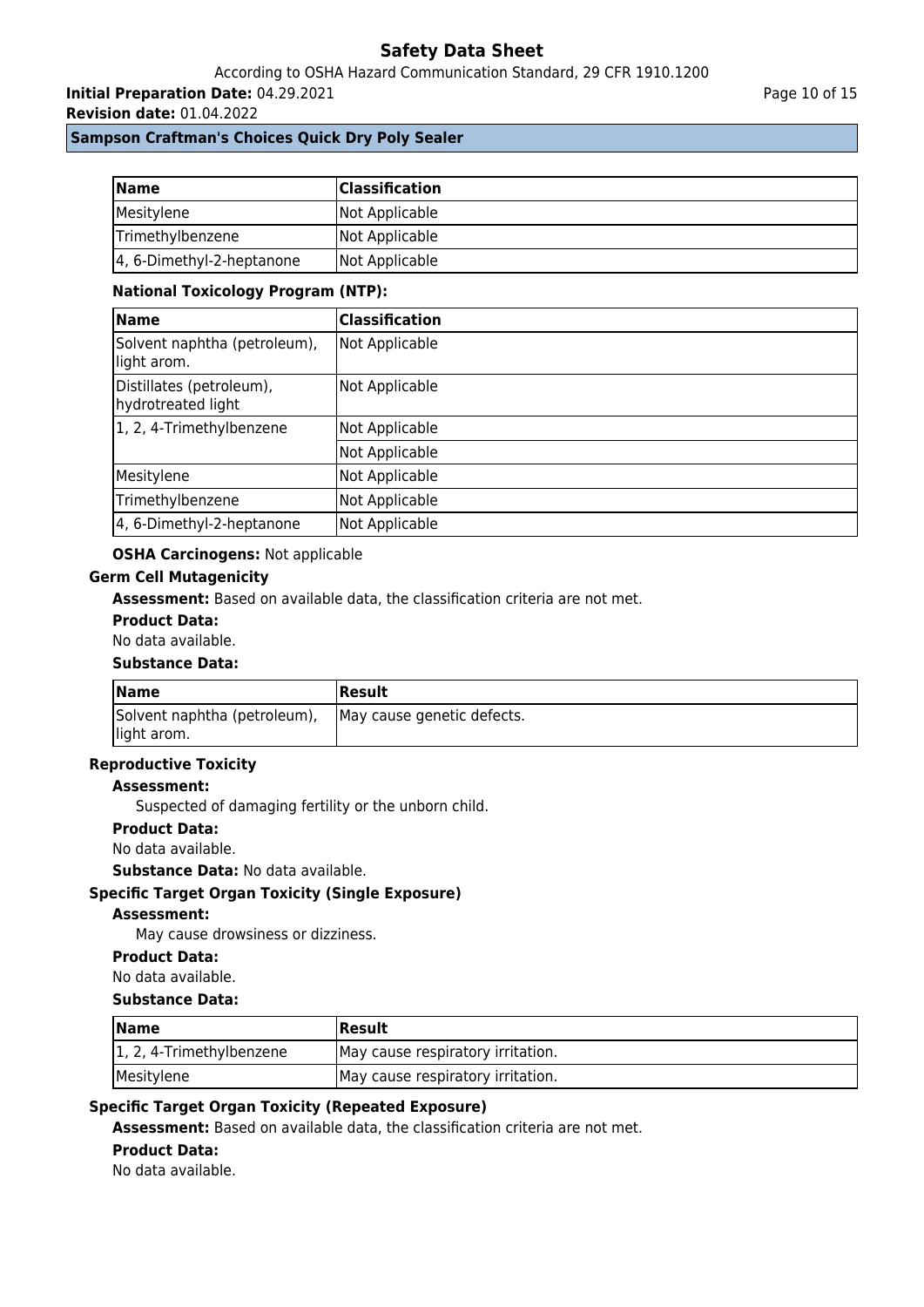| Name | Classification |
| --- | --- |
| Mesitylene | Not Applicable |
| Trimethylbenzene | Not Applicable |
| 4, 6-Dimethyl-2-heptanone | Not Applicable |

**National Toxicology Program (NTP):**

| Name | Classification |
| --- | --- |
| Solvent naphtha (petroleum), light arom. | Not Applicable |
| Distillates (petroleum), hydrotreated light | Not Applicable |
| 1, 2, 4-Trimethylbenzene | Not Applicable |
| | Not Applicable |
| Mesitylene | Not Applicable |
| Trimethylbenzene | Not Applicable |
| 4, 6-Dimethyl-2-heptanone | Not Applicable |

**OSHA Carcinogens:** Not applicable

### Germ Cell Mutagenicity

**Assessment:** Based on available data, the classification criteria are not met.

**Product Data:**

No data available.

**Substance Data:**

| Name | Result |
| --- | --- |
| Solvent naphtha (petroleum), light arom. | May cause genetic defects. |

### Reproductive Toxicity

**Assessment:**

Suspected of damaging fertility or the unborn child.

**Product Data:**

No data available.

**Substance Data:** No data available.

### Specific Target Organ Toxicity (Single Exposure)

**Assessment:**

May cause drowsiness or dizziness.

**Product Data:**

No data available.

**Substance Data:**

| Name | Result |
| --- | --- |
| 1, 2, 4-Trimethylbenzene | May cause respiratory irritation. |
| Mesitylene | May cause respiratory irritation. |

### Specific Target Organ Toxicity (Repeated Exposure)

**Assessment:** Based on available data, the classification criteria are not met.

**Product Data:**

No data available.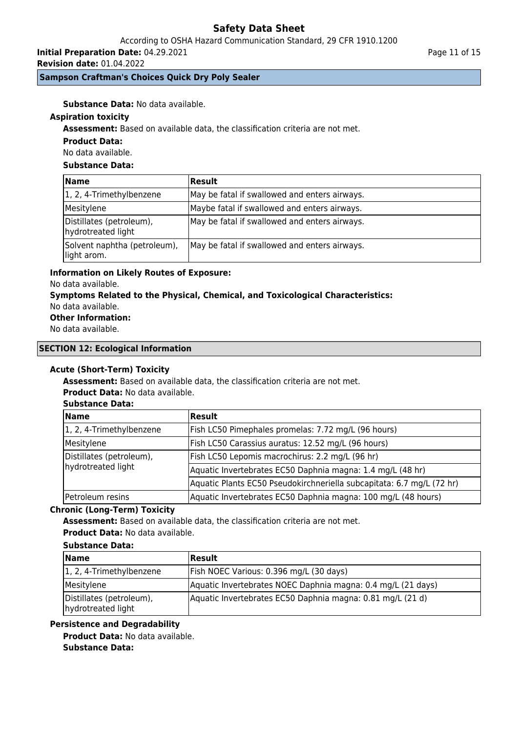**Substance Data:** No data available.

**Aspiration toxicity**

**Assessment:** Based on available data, the classification criteria are not met.

**Product Data:**

No data available.

**Substance Data:**

| Name | Result |
|---|---|
| 1, 2, 4-Trimethylbenzene | May be fatal if swallowed and enters airways. |
| Mesitylene | Maybe fatal if swallowed and enters airways. |
| Distillates (petroleum), hydrotreated light | May be fatal if swallowed and enters airways. |
| Solvent naphtha (petroleum), light arom. | May be fatal if swallowed and enters airways. |

**Information on Likely Routes of Exposure:**

No data available.

**Symptoms Related to the Physical, Chemical, and Toxicological Characteristics:**

No data available.

**Other Information:**

No data available.

## SECTION 12: Ecological Information

**Acute (Short-Term) Toxicity**

**Assessment:** Based on available data, the classification criteria are not met.

**Product Data:** No data available.

**Substance Data:**

| Name | Result |
|---|---|
| 1, 2, 4-Trimethylbenzene | Fish LC50 Pimephales promelas: 7.72 mg/L (96 hours) |
| Mesitylene | Fish LC50 Carassius auratus: 12.52 mg/L (96 hours) |
| Distillates (petroleum), hydrotreated light | Fish LC50 Lepomis macrochirus: 2.2 mg/L (96 hr) |
| | Aquatic Invertebrates EC50 Daphnia magna: 1.4 mg/L (48 hr) |
| | Aquatic Plants EC50 Pseudokirchneriella subcapitata: 6.7 mg/L (72 hr) |
| Petroleum resins | Aquatic Invertebrates EC50 Daphnia magna: 100 mg/L (48 hours) |

**Chronic (Long-Term) Toxicity**

**Assessment:** Based on available data, the classification criteria are not met.

**Product Data:** No data available.

**Substance Data:**

| Name | Result |
|---|---|
| 1, 2, 4-Trimethylbenzene | Fish NOEC Various: 0.396 mg/L (30 days) |
| Mesitylene | Aquatic Invertebrates NOEC Daphnia magna: 0.4 mg/L (21 days) |
| Distillates (petroleum), hydrotreated light | Aquatic Invertebrates EC50 Daphnia magna: 0.81 mg/L (21 d) |

**Persistence and Degradability**

**Product Data:** No data available.

**Substance Data:**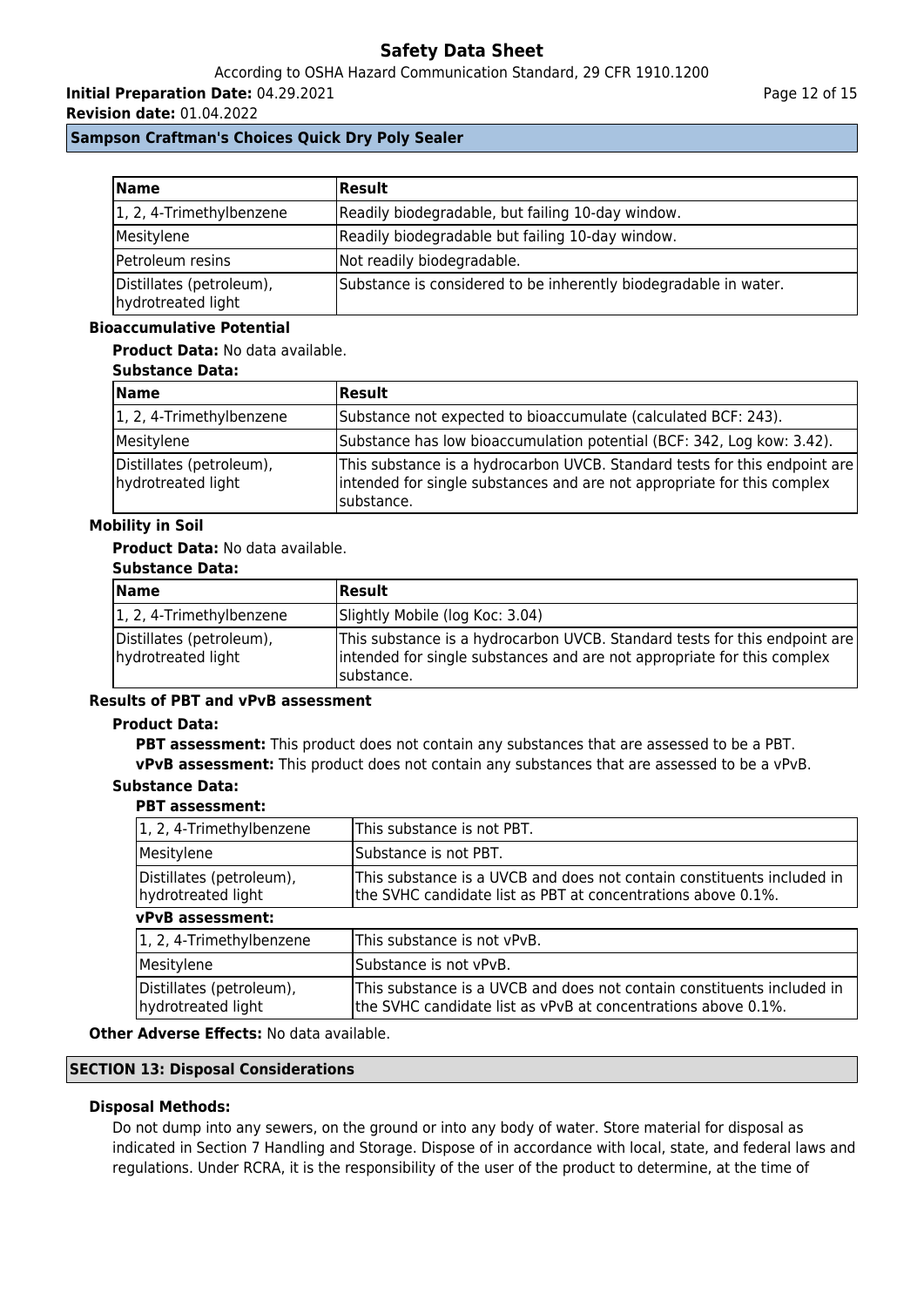| Name | Result |
| --- | --- |
| 1, 2, 4-Trimethylbenzene | Readily biodegradable, but failing 10-day window. |
| Mesitylene | Readily biodegradable but failing 10-day window. |
| Petroleum resins | Not readily biodegradable. |
| Distillates (petroleum), hydrotreated light | Substance is considered to be inherently biodegradable in water. |

**Bioaccumulative Potential**

**Product Data:** No data available.

**Substance Data:**

| Name | Result |
| --- | --- |
| 1, 2, 4-Trimethylbenzene | Substance not expected to bioaccumulate (calculated BCF: 243). |
| Mesitylene | Substance has low bioaccumulation potential (BCF: 342, Log kow: 3.42). |
| Distillates (petroleum), hydrotreated light | This substance is a hydrocarbon UVCB. Standard tests for this endpoint are intended for single substances and are not appropriate for this complex substance. |

**Mobility in Soil**

**Product Data:** No data available.

**Substance Data:**

| Name | Result |
| --- | --- |
| 1, 2, 4-Trimethylbenzene | Slightly Mobile (log Koc: 3.04) |
| Distillates (petroleum), hydrotreated light | This substance is a hydrocarbon UVCB. Standard tests for this endpoint are intended for single substances and are not appropriate for this complex substance. |

**Results of PBT and vPvB assessment**

**Product Data:**

**PBT assessment:** This product does not contain any substances that are assessed to be a PBT.

**vPvB assessment:** This product does not contain any substances that are assessed to be a vPvB.

**Substance Data:**

**PBT assessment:**

| | |
| --- | --- |
| 1, 2, 4-Trimethylbenzene | This substance is not PBT. |
| Mesitylene | Substance is not PBT. |
| Distillates (petroleum), hydrotreated light | This substance is a UVCB and does not contain constituents included in the SVHC candidate list as PBT at concentrations above 0.1%. |

**vPvB assessment:**

| | |
| --- | --- |
| 1, 2, 4-Trimethylbenzene | This substance is not vPvB. |
| Mesitylene | Substance is not vPvB. |
| Distillates (petroleum), hydrotreated light | This substance is a UVCB and does not contain constituents included in the SVHC candidate list as vPvB at concentrations above 0.1%. |

**Other Adverse Effects:** No data available.

## SECTION 13: Disposal Considerations

**Disposal Methods:**

Do not dump into any sewers, on the ground or into any body of water. Store material for disposal as indicated in Section 7 Handling and Storage. Dispose of in accordance with local, state, and federal laws and regulations. Under RCRA, it is the responsibility of the user of the product to determine, at the time of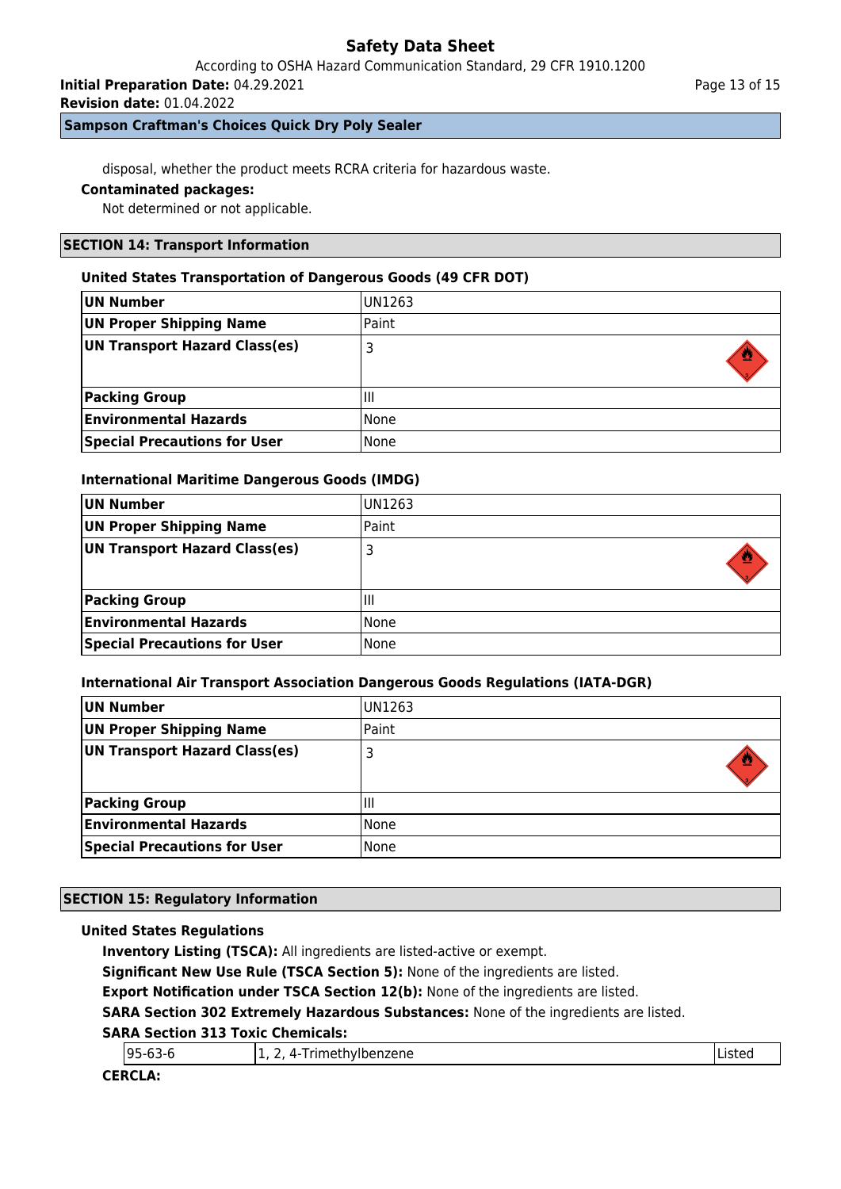disposal, whether the product meets RCRA criteria for hazardous waste.

**Contaminated packages:**

Not determined or not applicable.

## SECTION 14: Transport Information

### United States Transportation of Dangerous Goods (49 CFR DOT)

| | |
|---|---|
| **UN Number** | UN1263 |
| **UN Proper Shipping Name** | Paint |
| **UN Transport Hazard Class(es)** | 3 |
| **Packing Group** | III |
| **Environmental Hazards** | None |
| **Special Precautions for User** | None |

### International Maritime Dangerous Goods (IMDG)

| | |
|---|---|
| **UN Number** | UN1263 |
| **UN Proper Shipping Name** | Paint |
| **UN Transport Hazard Class(es)** | 3 |
| **Packing Group** | III |
| **Environmental Hazards** | None |
| **Special Precautions for User** | None |

### International Air Transport Association Dangerous Goods Regulations (IATA-DGR)

| | |
|---|---|
| **UN Number** | UN1263 |
| **UN Proper Shipping Name** | Paint |
| **UN Transport Hazard Class(es)** | 3 |
| **Packing Group** | III |
| **Environmental Hazards** | None |
| **Special Precautions for User** | None |

## SECTION 15: Regulatory Information

### United States Regulations

**Inventory Listing (TSCA):** All ingredients are listed-active or exempt.

**Significant New Use Rule (TSCA Section 5):** None of the ingredients are listed.

**Export Notification under TSCA Section 12(b):** None of the ingredients are listed.

**SARA Section 302 Extremely Hazardous Substances:** None of the ingredients are listed.

**SARA Section 313 Toxic Chemicals:**

| | | |
|---|---|---|
| 95-63-6 | 1, 2, 4-Trimethylbenzene | Listed |

**CERCLA:**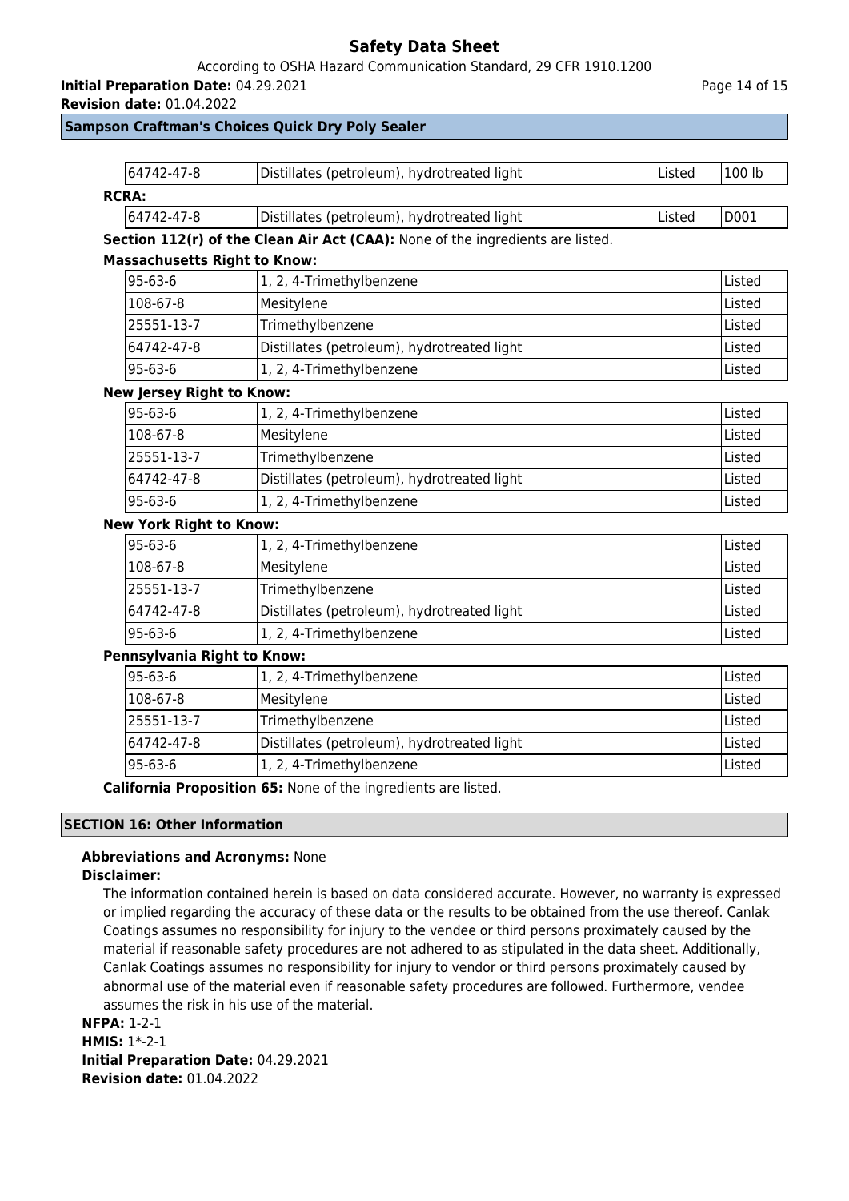| | | | |
|---|---|---|---|
| 64742-47-8 | Distillates (petroleum), hydrotreated light | Listed | 100 lb |

**RCRA:**

| | | | |
|---|---|---|---|
| 64742-47-8 | Distillates (petroleum), hydrotreated light | Listed | D001 |

**Section 112(r) of the Clean Air Act (CAA):** None of the ingredients are listed.

**Massachusetts Right to Know:**

| | | |
|---|---|---|
| 95-63-6 | 1, 2, 4-Trimethylbenzene | Listed |
| 108-67-8 | Mesitylene | Listed |
| 25551-13-7 | Trimethylbenzene | Listed |
| 64742-47-8 | Distillates (petroleum), hydrotreated light | Listed |
| 95-63-6 | 1, 2, 4-Trimethylbenzene | Listed |

**New Jersey Right to Know:**

| | | |
|---|---|---|
| 95-63-6 | 1, 2, 4-Trimethylbenzene | Listed |
| 108-67-8 | Mesitylene | Listed |
| 25551-13-7 | Trimethylbenzene | Listed |
| 64742-47-8 | Distillates (petroleum), hydrotreated light | Listed |
| 95-63-6 | 1, 2, 4-Trimethylbenzene | Listed |

**New York Right to Know:**

| | | |
|---|---|---|
| 95-63-6 | 1, 2, 4-Trimethylbenzene | Listed |
| 108-67-8 | Mesitylene | Listed |
| 25551-13-7 | Trimethylbenzene | Listed |
| 64742-47-8 | Distillates (petroleum), hydrotreated light | Listed |
| 95-63-6 | 1, 2, 4-Trimethylbenzene | Listed |

**Pennsylvania Right to Know:**

| | | |
|---|---|---|
| 95-63-6 | 1, 2, 4-Trimethylbenzene | Listed |
| 108-67-8 | Mesitylene | Listed |
| 25551-13-7 | Trimethylbenzene | Listed |
| 64742-47-8 | Distillates (petroleum), hydrotreated light | Listed |
| 95-63-6 | 1, 2, 4-Trimethylbenzene | Listed |

**California Proposition 65:** None of the ingredients are listed.

## SECTION 16: Other Information

**Abbreviations and Acronyms:** None

**Disclaimer:**

The information contained herein is based on data considered accurate. However, no warranty is expressed or implied regarding the accuracy of these data or the results to be obtained from the use thereof. Canlak Coatings assumes no responsibility for injury to the vendee or third persons proximately caused by the material if reasonable safety procedures are not adhered to as stipulated in the data sheet. Additionally, Canlak Coatings assumes no responsibility for injury to vendor or third persons proximately caused by abnormal use of the material even if reasonable safety procedures are followed. Furthermore, vendee assumes the risk in his use of the material.

**NFPA:** 1-2-1

**HMIS:** 1*-2-1

**Initial Preparation Date:** 04.29.2021

**Revision date:** 01.04.2022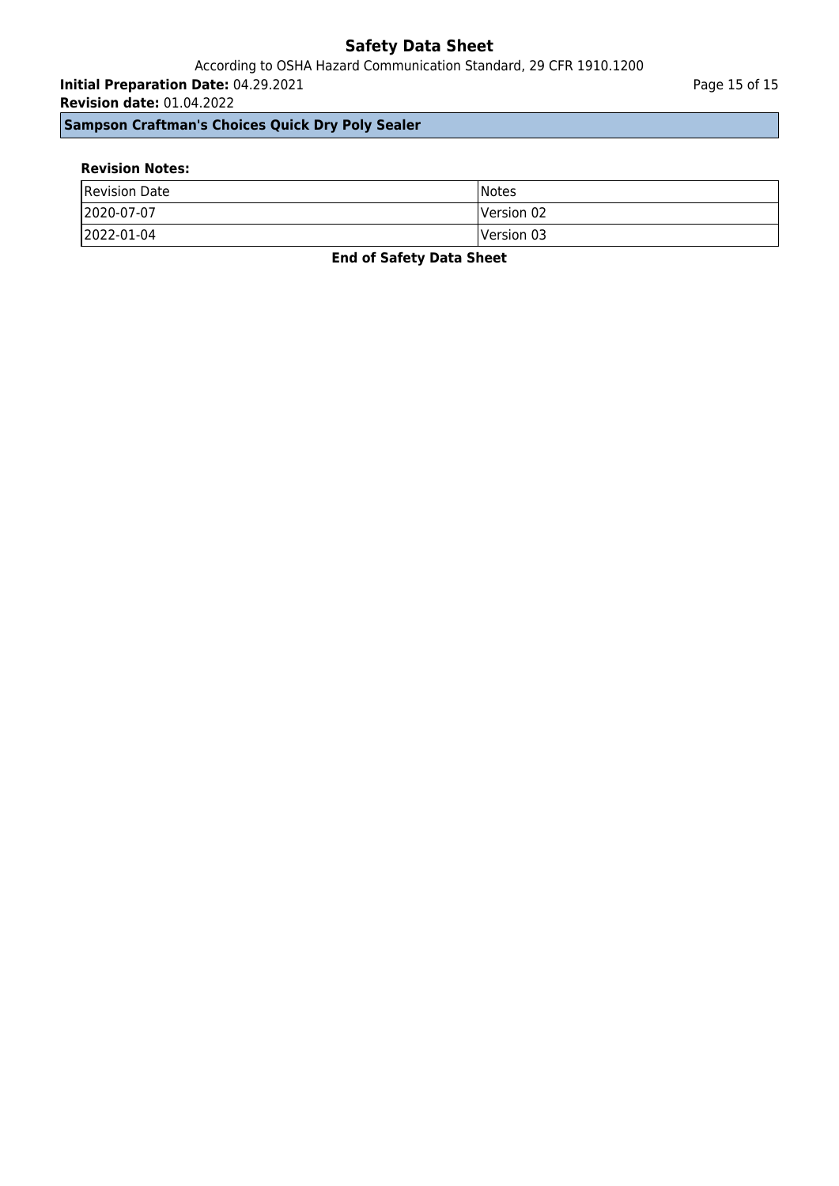**Revision Notes:**

| Revision Date | Notes |
| --- | --- |
| 2020-07-07 | Version 02 |
| 2022-01-04 | Version 03 |

**End of Safety Data Sheet**